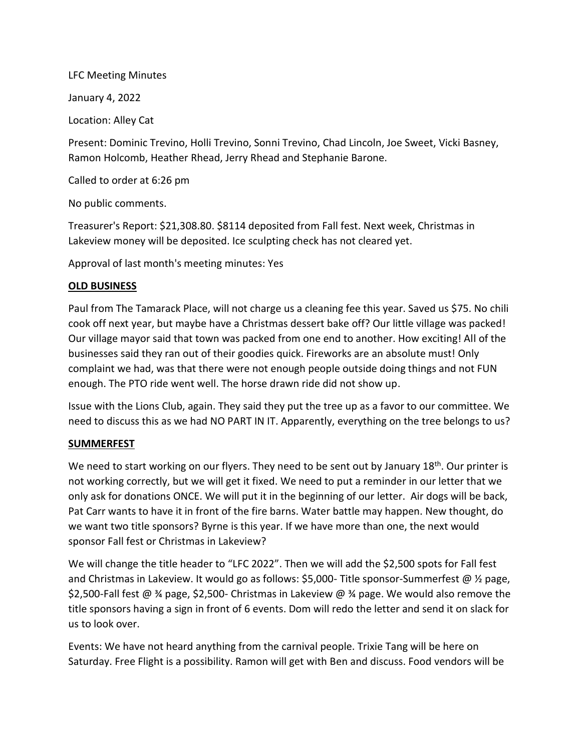LFC Meeting Minutes

January 4, 2022

Location: Alley Cat

Present: Dominic Trevino, Holli Trevino, Sonni Trevino, Chad Lincoln, Joe Sweet, Vicki Basney, Ramon Holcomb, Heather Rhead, Jerry Rhead and Stephanie Barone.

Called to order at 6:26 pm

No public comments.

Treasurer's Report: $21,308.80. $8114 deposited from Fall fest. Next week, Christmas in Lakeview money will be deposited. Ice sculpting check has not cleared yet.

Approval of last month's meeting minutes: Yes

**OLD BUSINESS**

Paul from The Tamarack Place, will not charge us a cleaning fee this year. Saved us $75. No chili cook off next year, but maybe have a Christmas dessert bake off? Our little village was packed! Our village mayor said that town was packed from one end to another. How exciting! All of the businesses said they ran out of their goodies quick. Fireworks are an absolute must! Only complaint we had, was that there were not enough people outside doing things and not FUN enough. The PTO ride went well. The horse drawn ride did not show up.

Issue with the Lions Club, again. They said they put the tree up as a favor to our committee. We need to discuss this as we had NO PART IN IT. Apparently, everything on the tree belongs to us?

**SUMMERFEST**

We need to start working on our flyers. They need to be sent out by January 18th. Our printer is not working correctly, but we will get it fixed. We need to put a reminder in our letter that we only ask for donations ONCE. We will put it in the beginning of our letter. Air dogs will be back, Pat Carr wants to have it in front of the fire barns. Water battle may happen. New thought, do we want two title sponsors? Byrne is this year. If we have more than one, the next would sponsor Fall fest or Christmas in Lakeview?

We will change the title header to "LFC 2022". Then we will add the $2,500 spots for Fall fest and Christmas in Lakeview. It would go as follows: $5,000- Title sponsor-Summerfest @ ½ page, $2,500-Fall fest @ ¾ page, $2,500- Christmas in Lakeview @ ¾ page. We would also remove the title sponsors having a sign in front of 6 events. Dom will redo the letter and send it on slack for us to look over.

Events: We have not heard anything from the carnival people. Trixie Tang will be here on Saturday. Free Flight is a possibility. Ramon will get with Ben and discuss. Food vendors will be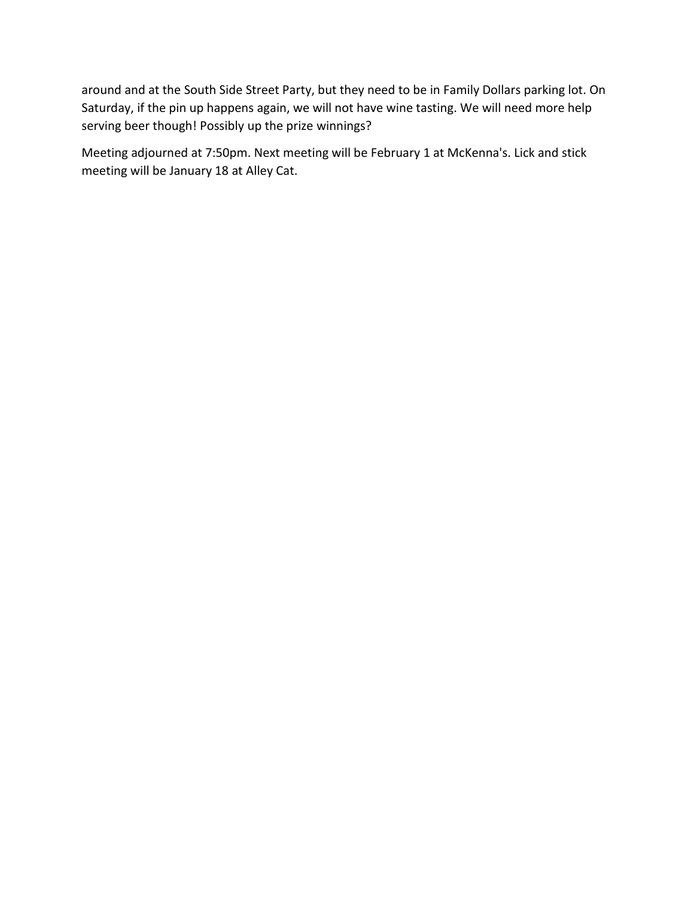around and at the South Side Street Party, but they need to be in Family Dollars parking lot. On Saturday, if the pin up happens again, we will not have wine tasting. We will need more help serving beer though! Possibly up the prize winnings?

Meeting adjourned at 7:50pm. Next meeting will be February 1 at McKenna's. Lick and stick meeting will be January 18 at Alley Cat.